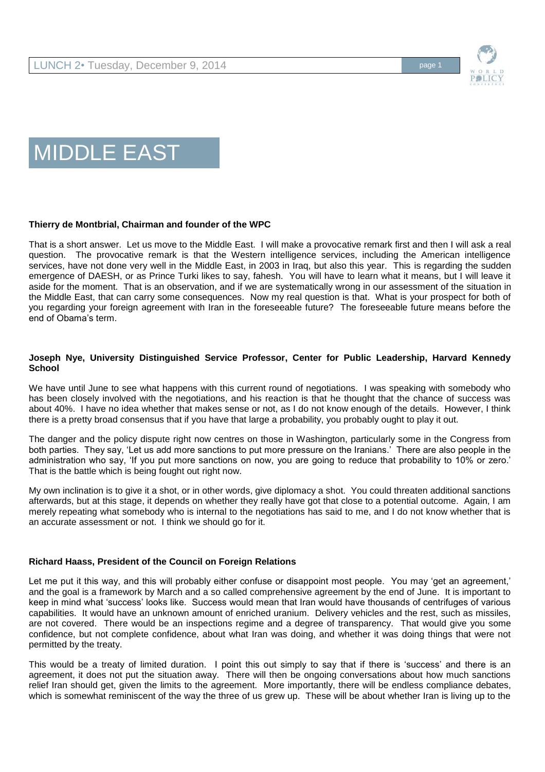# MIDDLE EAST

**Thierry de Montbrial, Chairman and founder of the WPC**

That is a short answer. Let us move to the Middle East. I will make a provocative remark first and then I will ask a real question. The provocative remark is that the Western intelligence services, including the American intelligence services, have not done very well in the Middle East, in 2003 in Iraq, but also this year. This is regarding the sudden emergence of DAESH, or as Prince Turki likes to say, fahesh. You will have to learn what it means, but I will leave it aside for the moment. That is an observation, and if we are systematically wrong in our assessment of the situation in the Middle East, that can carry some consequences. Now my real question is that. What is your prospect for both of you regarding your foreign agreement with Iran in the foreseeable future? The foreseeable future means before the end of Obama's term.

**Joseph Nye, University Distinguished Service Professor, Center for Public Leadership, Harvard Kennedy School**

We have until June to see what happens with this current round of negotiations. I was speaking with somebody who has been closely involved with the negotiations, and his reaction is that he thought that the chance of success was about 40%. I have no idea whether that makes sense or not, as I do not know enough of the details. However, I think there is a pretty broad consensus that if you have that large a probability, you probably ought to play it out.

The danger and the policy dispute right now centres on those in Washington, particularly some in the Congress from both parties. They say, 'Let us add more sanctions to put more pressure on the Iranians.' There are also people in the administration who say, 'If you put more sanctions on now, you are going to reduce that probability to 10% or zero.' That is the battle which is being fought out right now.

My own inclination is to give it a shot, or in other words, give diplomacy a shot. You could threaten additional sanctions afterwards, but at this stage, it depends on whether they really have got that close to a potential outcome. Again, I am merely repeating what somebody who is internal to the negotiations has said to me, and I do not know whether that is an accurate assessment or not. I think we should go for it.

**Richard Haass, President of the Council on Foreign Relations**

Let me put it this way, and this will probably either confuse or disappoint most people. You may 'get an agreement,' and the goal is a framework by March and a so called comprehensive agreement by the end of June. It is important to keep in mind what 'success' looks like. Success would mean that Iran would have thousands of centrifuges of various capabilities. It would have an unknown amount of enriched uranium. Delivery vehicles and the rest, such as missiles, are not covered. There would be an inspections regime and a degree of transparency. That would give you some confidence, but not complete confidence, about what Iran was doing, and whether it was doing things that were not permitted by the treaty.

This would be a treaty of limited duration. I point this out simply to say that if there is 'success' and there is an agreement, it does not put the situation away. There will then be ongoing conversations about how much sanctions relief Iran should get, given the limits to the agreement. More importantly, there will be endless compliance debates, which is somewhat reminiscent of the way the three of us grew up. These will be about whether Iran is living up to the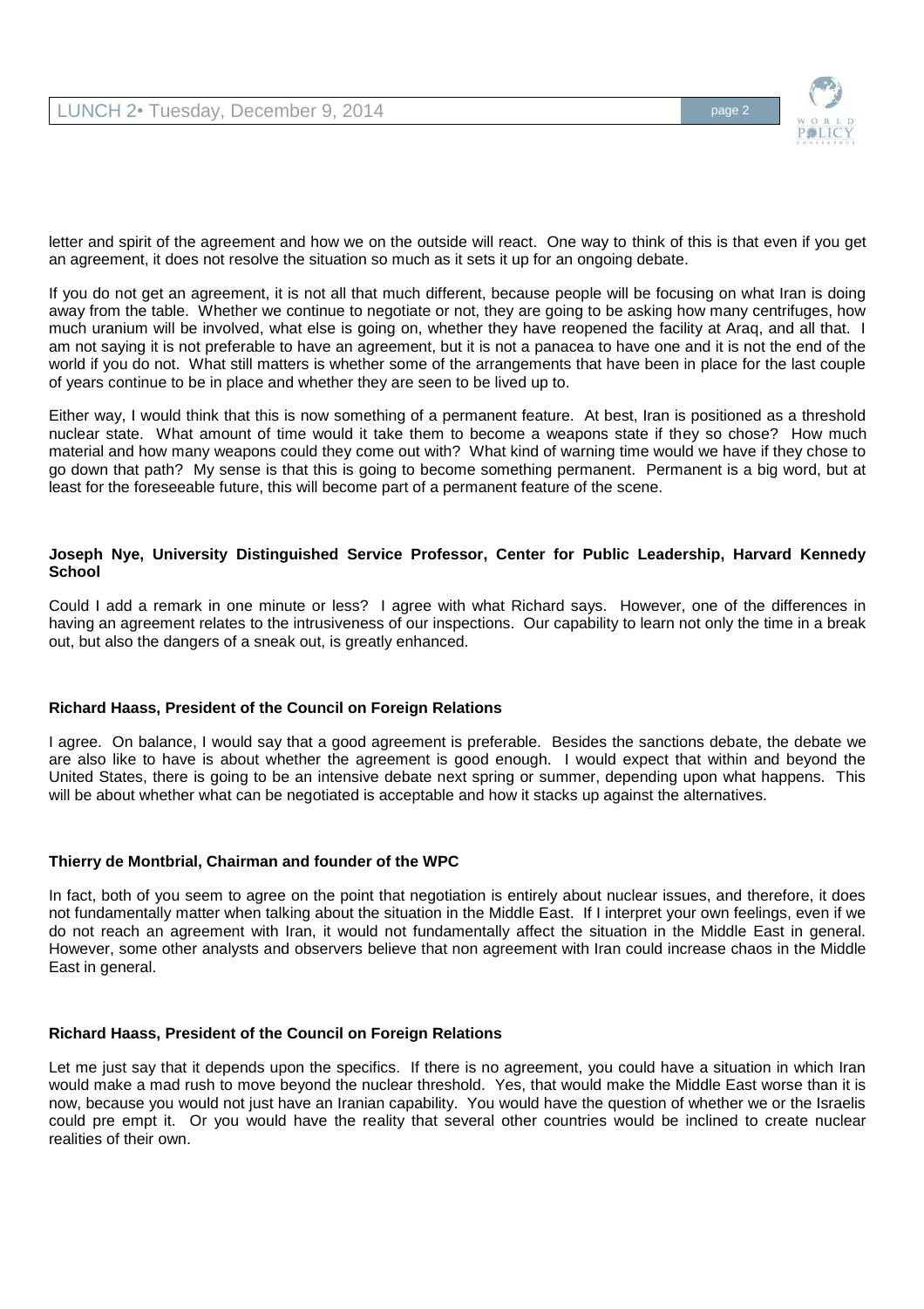letter and spirit of the agreement and how we on the outside will react. One way to think of this is that even if you get an agreement, it does not resolve the situation so much as it sets it up for an ongoing debate.

If you do not get an agreement, it is not all that much different, because people will be focusing on what Iran is doing away from the table. Whether we continue to negotiate or not, they are going to be asking how many centrifuges, how much uranium will be involved, what else is going on, whether they have reopened the facility at Araq, and all that. I am not saying it is not preferable to have an agreement, but it is not a panacea to have one and it is not the end of the world if you do not. What still matters is whether some of the arrangements that have been in place for the last couple of years continue to be in place and whether they are seen to be lived up to.

Either way, I would think that this is now something of a permanent feature. At best, Iran is positioned as a threshold nuclear state. What amount of time would it take them to become a weapons state if they so chose? How much material and how many weapons could they come out with? What kind of warning time would we have if they chose to go down that path? My sense is that this is going to become something permanent. Permanent is a big word, but at least for the foreseeable future, this will become part of a permanent feature of the scene.

**Joseph Nye, University Distinguished Service Professor, Center for Public Leadership, Harvard Kennedy School**

Could I add a remark in one minute or less? I agree with what Richard says. However, one of the differences in having an agreement relates to the intrusiveness of our inspections. Our capability to learn not only the time in a break out, but also the dangers of a sneak out, is greatly enhanced.

**Richard Haass, President of the Council on Foreign Relations**

I agree. On balance, I would say that a good agreement is preferable. Besides the sanctions debate, the debate we are also like to have is about whether the agreement is good enough. I would expect that within and beyond the United States, there is going to be an intensive debate next spring or summer, depending upon what happens. This will be about whether what can be negotiated is acceptable and how it stacks up against the alternatives.

**Thierry de Montbrial, Chairman and founder of the WPC**

In fact, both of you seem to agree on the point that negotiation is entirely about nuclear issues, and therefore, it does not fundamentally matter when talking about the situation in the Middle East. If I interpret your own feelings, even if we do not reach an agreement with Iran, it would not fundamentally affect the situation in the Middle East in general. However, some other analysts and observers believe that non agreement with Iran could increase chaos in the Middle East in general.

**Richard Haass, President of the Council on Foreign Relations**

Let me just say that it depends upon the specifics. If there is no agreement, you could have a situation in which Iran would make a mad rush to move beyond the nuclear threshold. Yes, that would make the Middle East worse than it is now, because you would not just have an Iranian capability. You would have the question of whether we or the Israelis could pre empt it. Or you would have the reality that several other countries would be inclined to create nuclear realities of their own.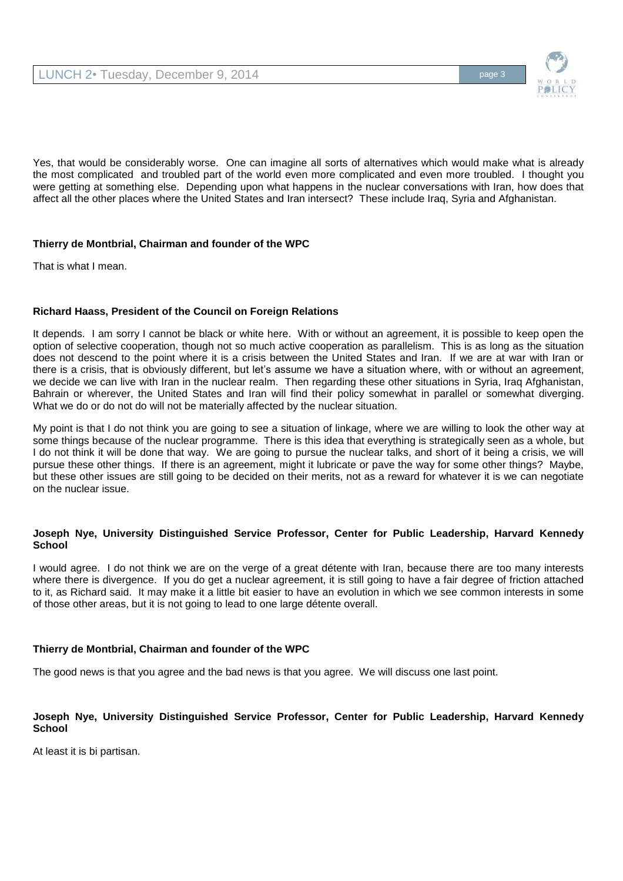Yes, that would be considerably worse. One can imagine all sorts of alternatives which would make what is already the most complicated and troubled part of the world even more complicated and even more troubled. I thought you were getting at something else. Depending upon what happens in the nuclear conversations with Iran, how does that affect all the other places where the United States and Iran intersect? These include Iraq, Syria and Afghanistan.

**Thierry de Montbrial, Chairman and founder of the WPC**

That is what I mean.

**Richard Haass, President of the Council on Foreign Relations**

It depends. I am sorry I cannot be black or white here. With or without an agreement, it is possible to keep open the option of selective cooperation, though not so much active cooperation as parallelism. This is as long as the situation does not descend to the point where it is a crisis between the United States and Iran. If we are at war with Iran or there is a crisis, that is obviously different, but let's assume we have a situation where, with or without an agreement, we decide we can live with Iran in the nuclear realm. Then regarding these other situations in Syria, Iraq Afghanistan, Bahrain or wherever, the United States and Iran will find their policy somewhat in parallel or somewhat diverging. What we do or do not do will not be materially affected by the nuclear situation.

My point is that I do not think you are going to see a situation of linkage, where we are willing to look the other way at some things because of the nuclear programme. There is this idea that everything is strategically seen as a whole, but I do not think it will be done that way. We are going to pursue the nuclear talks, and short of it being a crisis, we will pursue these other things. If there is an agreement, might it lubricate or pave the way for some other things? Maybe, but these other issues are still going to be decided on their merits, not as a reward for whatever it is we can negotiate on the nuclear issue.

**Joseph Nye, University Distinguished Service Professor, Center for Public Leadership, Harvard Kennedy School**

I would agree. I do not think we are on the verge of a great détente with Iran, because there are too many interests where there is divergence. If you do get a nuclear agreement, it is still going to have a fair degree of friction attached to it, as Richard said. It may make it a little bit easier to have an evolution in which we see common interests in some of those other areas, but it is not going to lead to one large détente overall.

**Thierry de Montbrial, Chairman and founder of the WPC**

The good news is that you agree and the bad news is that you agree. We will discuss one last point.

**Joseph Nye, University Distinguished Service Professor, Center for Public Leadership, Harvard Kennedy School**

At least it is bi partisan.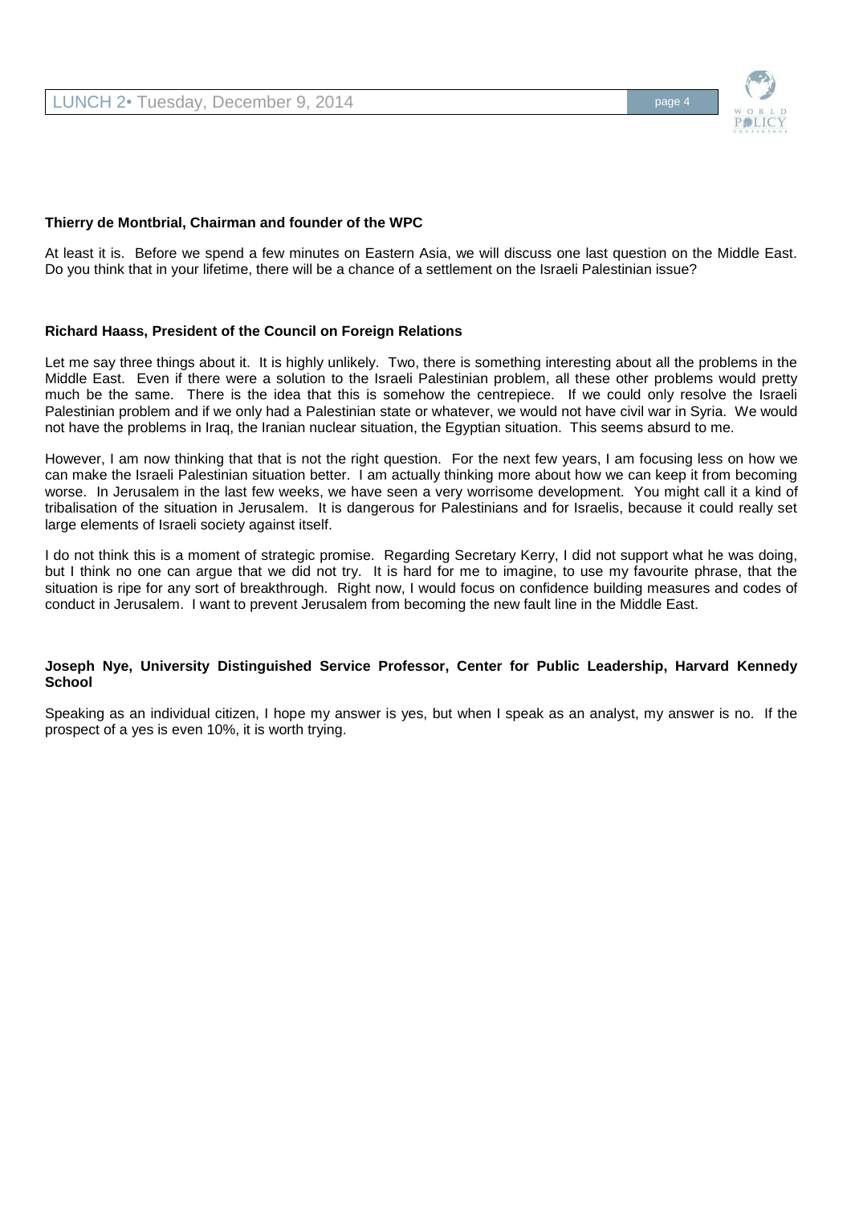**Thierry de Montbrial, Chairman and founder of the WPC**

At least it is. Before we spend a few minutes on Eastern Asia, we will discuss one last question on the Middle East. Do you think that in your lifetime, there will be a chance of a settlement on the Israeli Palestinian issue?

**Richard Haass, President of the Council on Foreign Relations**

Let me say three things about it. It is highly unlikely. Two, there is something interesting about all the problems in the Middle East. Even if there were a solution to the Israeli Palestinian problem, all these other problems would pretty much be the same. There is the idea that this is somehow the centrepiece. If we could only resolve the Israeli Palestinian problem and if we only had a Palestinian state or whatever, we would not have civil war in Syria. We would not have the problems in Iraq, the Iranian nuclear situation, the Egyptian situation. This seems absurd to me.

However, I am now thinking that that is not the right question. For the next few years, I am focusing less on how we can make the Israeli Palestinian situation better. I am actually thinking more about how we can keep it from becoming worse. In Jerusalem in the last few weeks, we have seen a very worrisome development. You might call it a kind of tribalisation of the situation in Jerusalem. It is dangerous for Palestinians and for Israelis, because it could really set large elements of Israeli society against itself.

I do not think this is a moment of strategic promise. Regarding Secretary Kerry, I did not support what he was doing, but I think no one can argue that we did not try. It is hard for me to imagine, to use my favourite phrase, that the situation is ripe for any sort of breakthrough. Right now, I would focus on confidence building measures and codes of conduct in Jerusalem. I want to prevent Jerusalem from becoming the new fault line in the Middle East.

**Joseph Nye, University Distinguished Service Professor, Center for Public Leadership, Harvard Kennedy School**

Speaking as an individual citizen, I hope my answer is yes, but when I speak as an analyst, my answer is no. If the prospect of a yes is even 10%, it is worth trying.